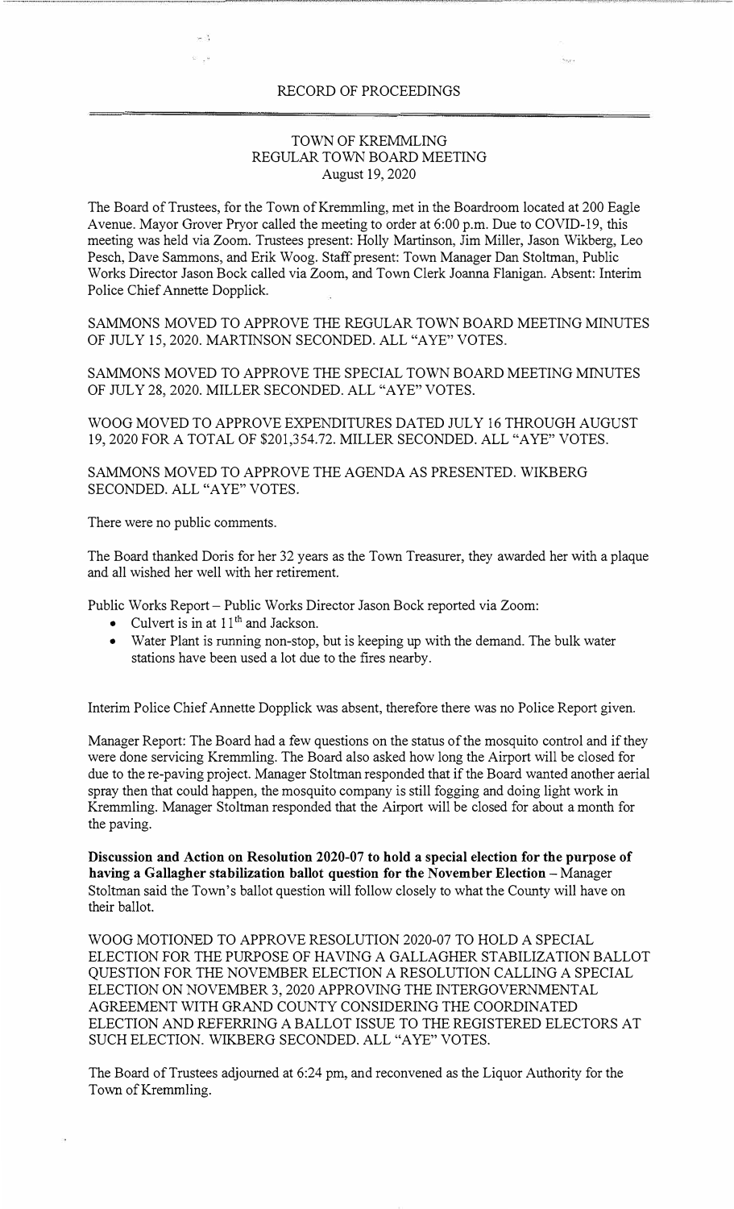# RECORD OF PROCEEDINGS

## TOWN OF KREMMLING
## REGULAR TOWN BOARD MEETING
## August 19, 2020

The Board of Trustees, for the Town of Kremmling, met in the Boardroom located at 200 Eagle Avenue. Mayor Grover Pryor called the meeting to order at 6:00 p.m. Due to COVID-19, this meeting was held via Zoom. Trustees present: Holly Martinson, Jim Miller, Jason Wikberg, Leo Pesch, Dave Sammons, and Erik Woog. Staff present: Town Manager Dan Stoltman, Public Works Director Jason Bock called via Zoom, and Town Clerk Joanna Flanigan. Absent: Interim Police Chief Annette Dopplick.

SAMMONS MOVED TO APPROVE THE REGULAR TOWN BOARD MEETING MINUTES OF JULY 15, 2020. MARTINSON SECONDED. ALL "AYE" VOTES.

SAMMONS MOVED TO APPROVE THE SPECIAL TOWN BOARD MEETING MINUTES OF JULY 28, 2020. MILLER SECONDED. ALL "AYE" VOTES.

WOOG MOVED TO APPROVE EXPENDITURES DATED JULY 16 THROUGH AUGUST 19, 2020 FOR A TOTAL OF $201,354.72. MILLER SECONDED. ALL "AYE" VOTES.

SAMMONS MOVED TO APPROVE THE AGENDA AS PRESENTED. WIKBERG SECONDED. ALL "AYE" VOTES.

There were no public comments.

The Board thanked Doris for her 32 years as the Town Treasurer, they awarded her with a plaque and all wished her well with her retirement.

Public Works Report – Public Works Director Jason Bock reported via Zoom:

- Culvert is in at 11th and Jackson.
- Water Plant is running non-stop, but is keeping up with the demand. The bulk water stations have been used a lot due to the fires nearby.

Interim Police Chief Annette Dopplick was absent, therefore there was no Police Report given.

Manager Report: The Board had a few questions on the status of the mosquito control and if they were done servicing Kremmling. The Board also asked how long the Airport will be closed for due to the re-paving project. Manager Stoltman responded that if the Board wanted another aerial spray then that could happen, the mosquito company is still fogging and doing light work in Kremmling. Manager Stoltman responded that the Airport will be closed for about a month for the paving.

**Discussion and Action on Resolution 2020-07 to hold a special election for the purpose of having a Gallagher stabilization ballot question for the November Election** – Manager Stoltman said the Town's ballot question will follow closely to what the County will have on their ballot.

WOOG MOTIONED TO APPROVE RESOLUTION 2020-07 TO HOLD A SPECIAL ELECTION FOR THE PURPOSE OF HAVING A GALLAGHER STABILIZATION BALLOT QUESTION FOR THE NOVEMBER ELECTION A RESOLUTION CALLING A SPECIAL ELECTION ON NOVEMBER 3, 2020 APPROVING THE INTERGOVERNMENTAL AGREEMENT WITH GRAND COUNTY CONSIDERING THE COORDINATED ELECTION AND REFERRING A BALLOT ISSUE TO THE REGISTERED ELECTORS AT SUCH ELECTION. WIKBERG SECONDED. ALL "AYE" VOTES.

The Board of Trustees adjourned at 6:24 pm, and reconvened as the Liquor Authority for the Town of Kremmling.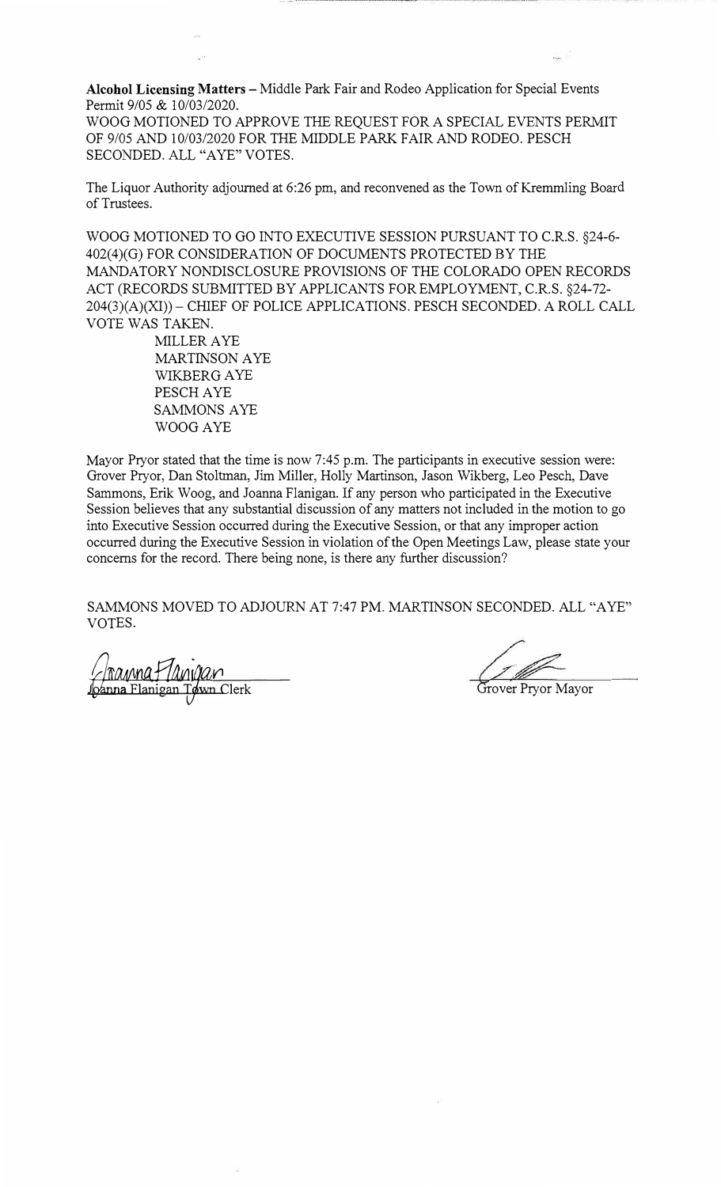**Alcohol Licensing Matters –** Middle Park Fair and Rodeo Application for Special Events Permit 9/05 & 10/03/2020.

WOOG MOTIONED TO APPROVE THE REQUEST FOR A SPECIAL EVENTS PERMIT OF 9/05 AND 10/03/2020 FOR THE MIDDLE PARK FAIR AND RODEO. PESCH SECONDED. ALL "AYE" VOTES.

The Liquor Authority adjourned at 6:26 pm, and reconvened as the Town of Kremmling Board of Trustees.

WOOG MOTIONED TO GO INTO EXECUTIVE SESSION PURSUANT TO C.R.S. §24-6-402(4)(G) FOR CONSIDERATION OF DOCUMENTS PROTECTED BY THE MANDATORY NONDISCLOSURE PROVISIONS OF THE COLORADO OPEN RECORDS ACT (RECORDS SUBMITTED BY APPLICANTS FOR EMPLOYMENT, C.R.S. §24-72-204(3)(A)(XI)) – CHIEF OF POLICE APPLICATIONS. PESCH SECONDED. A ROLL CALL VOTE WAS TAKEN.

MILLER AYE
MARTINSON AYE
WIKBERG AYE
PESCH AYE
SAMMONS AYE
WOOG AYE

Mayor Pryor stated that the time is now 7:45 p.m. The participants in executive session were: Grover Pryor, Dan Stoltman, Jim Miller, Holly Martinson, Jason Wikberg, Leo Pesch, Dave Sammons, Erik Woog, and Joanna Flanigan. If any person who participated in the Executive Session believes that any substantial discussion of any matters not included in the motion to go into Executive Session occurred during the Executive Session, or that any improper action occurred during the Executive Session in violation of the Open Meetings Law, please state your concerns for the record. There being none, is there any further discussion?

SAMMONS MOVED TO ADJOURN AT 7:47 PM. MARTINSON SECONDED. ALL "AYE" VOTES.

Joanna Flanigan Town Clerk

Grover Pryor Mayor